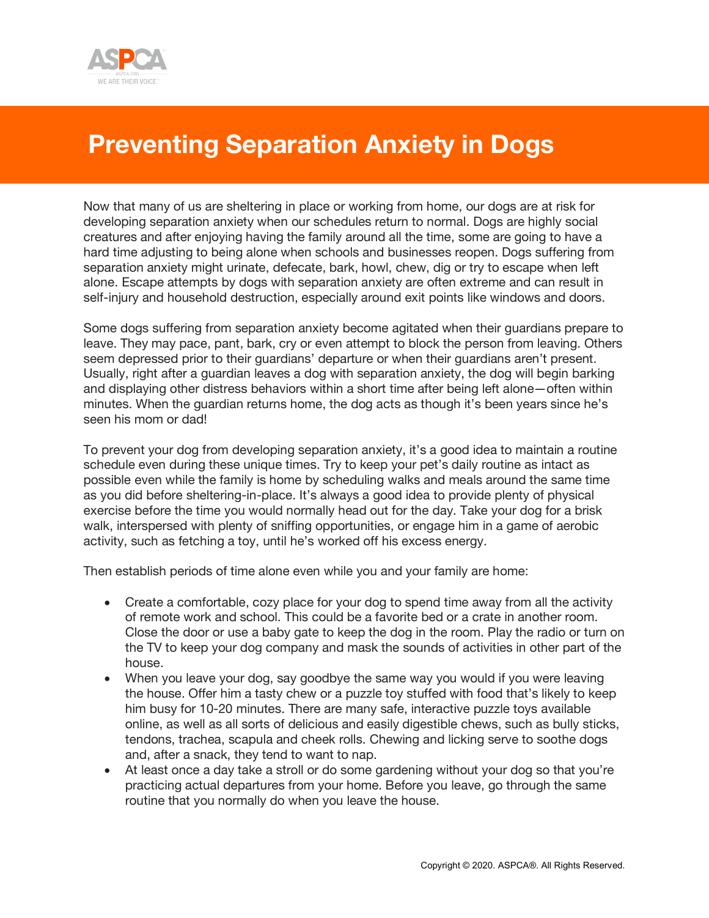# Preventing Separation Anxiety in Dogs

Now that many of us are sheltering in place or working from home, our dogs are at risk for developing separation anxiety when our schedules return to normal. Dogs are highly social creatures and after enjoying having the family around all the time, some are going to have a hard time adjusting to being alone when schools and businesses reopen. Dogs suffering from separation anxiety might urinate, defecate, bark, howl, chew, dig or try to escape when left alone. Escape attempts by dogs with separation anxiety are often extreme and can result in self-injury and household destruction, especially around exit points like windows and doors.

Some dogs suffering from separation anxiety become agitated when their guardians prepare to leave. They may pace, pant, bark, cry or even attempt to block the person from leaving. Others seem depressed prior to their guardians' departure or when their guardians aren't present. Usually, right after a guardian leaves a dog with separation anxiety, the dog will begin barking and displaying other distress behaviors within a short time after being left alone—often within minutes. When the guardian returns home, the dog acts as though it's been years since he's seen his mom or dad!

To prevent your dog from developing separation anxiety, it's a good idea to maintain a routine schedule even during these unique times. Try to keep your pet's daily routine as intact as possible even while the family is home by scheduling walks and meals around the same time as you did before sheltering-in-place. It's always a good idea to provide plenty of physical exercise before the time you would normally head out for the day. Take your dog for a brisk walk, interspersed with plenty of sniffing opportunities, or engage him in a game of aerobic activity, such as fetching a toy, until he's worked off his excess energy.

Then establish periods of time alone even while you and your family are home:

- Create a comfortable, cozy place for your dog to spend time away from all the activity of remote work and school. This could be a favorite bed or a crate in another room. Close the door or use a baby gate to keep the dog in the room. Play the radio or turn on the TV to keep your dog company and mask the sounds of activities in other part of the house.
- When you leave your dog, say goodbye the same way you would if you were leaving the house. Offer him a tasty chew or a puzzle toy stuffed with food that's likely to keep him busy for 10-20 minutes. There are many safe, interactive puzzle toys available online, as well as all sorts of delicious and easily digestible chews, such as bully sticks, tendons, trachea, scapula and cheek rolls. Chewing and licking serve to soothe dogs and, after a snack, they tend to want to nap.
- At least once a day take a stroll or do some gardening without your dog so that you're practicing actual departures from your home. Before you leave, go through the same routine that you normally do when you leave the house.

Copyright © 2020. ASPCA®. All Rights Reserved.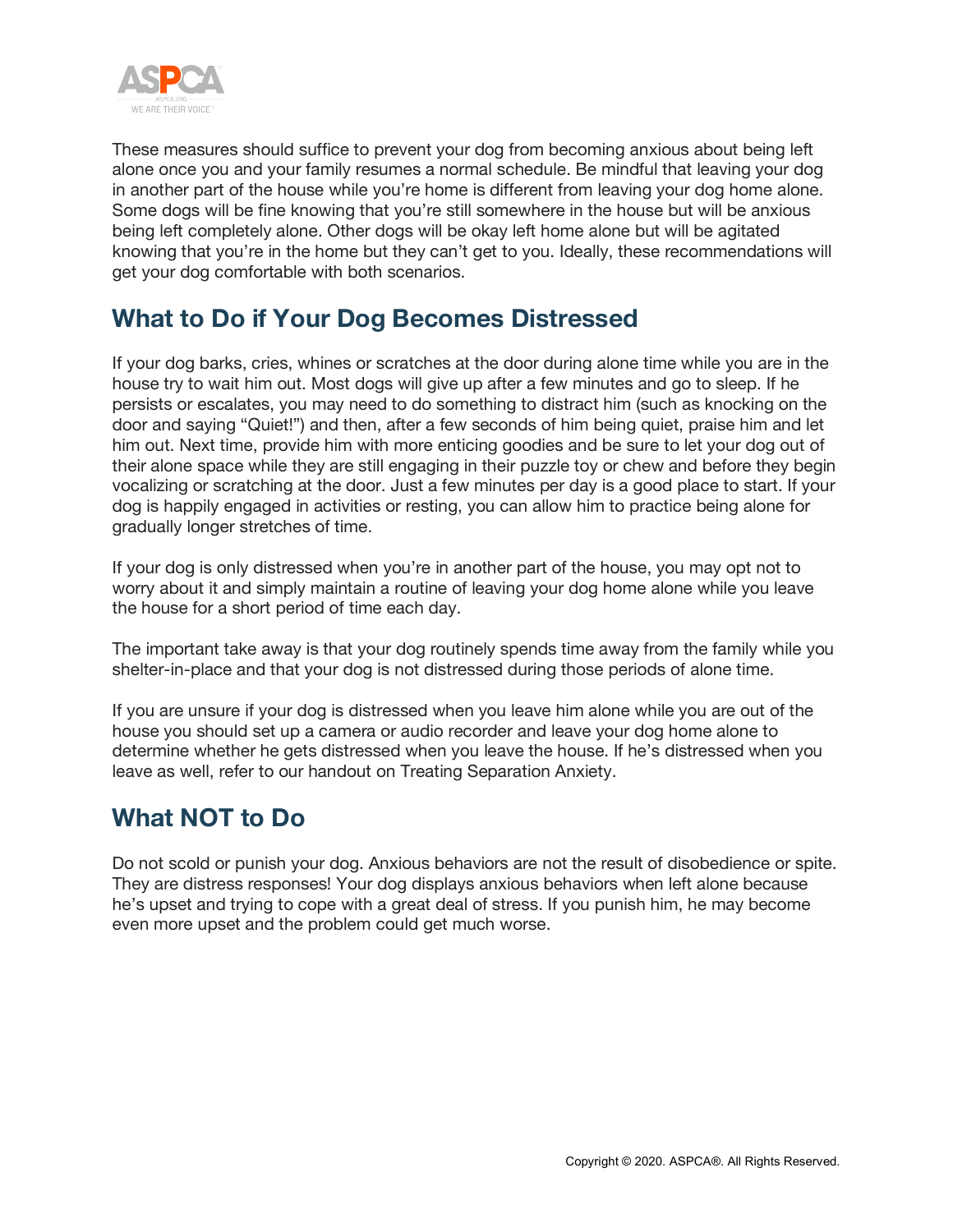These measures should suffice to prevent your dog from becoming anxious about being left alone once you and your family resumes a normal schedule. Be mindful that leaving your dog in another part of the house while you're home is different from leaving your dog home alone. Some dogs will be fine knowing that you're still somewhere in the house but will be anxious being left completely alone. Other dogs will be okay left home alone but will be agitated knowing that you're in the home but they can't get to you. Ideally, these recommendations will get your dog comfortable with both scenarios.

## What to Do if Your Dog Becomes Distressed

If your dog barks, cries, whines or scratches at the door during alone time while you are in the house try to wait him out. Most dogs will give up after a few minutes and go to sleep. If he persists or escalates, you may need to do something to distract him (such as knocking on the door and saying "Quiet!") and then, after a few seconds of him being quiet, praise him and let him out. Next time, provide him with more enticing goodies and be sure to let your dog out of their alone space while they are still engaging in their puzzle toy or chew and before they begin vocalizing or scratching at the door. Just a few minutes per day is a good place to start. If your dog is happily engaged in activities or resting, you can allow him to practice being alone for gradually longer stretches of time.

If your dog is only distressed when you're in another part of the house, you may opt not to worry about it and simply maintain a routine of leaving your dog home alone while you leave the house for a short period of time each day.

The important take away is that your dog routinely spends time away from the family while you shelter-in-place and that your dog is not distressed during those periods of alone time.

If you are unsure if your dog is distressed when you leave him alone while you are out of the house you should set up a camera or audio recorder and leave your dog home alone to determine whether he gets distressed when you leave the house. If he's distressed when you leave as well, refer to our handout on Treating Separation Anxiety.

## What NOT to Do

Do not scold or punish your dog. Anxious behaviors are not the result of disobedience or spite. They are distress responses! Your dog displays anxious behaviors when left alone because he's upset and trying to cope with a great deal of stress. If you punish him, he may become even more upset and the problem could get much worse.

Copyright © 2020. ASPCA®. All Rights Reserved.